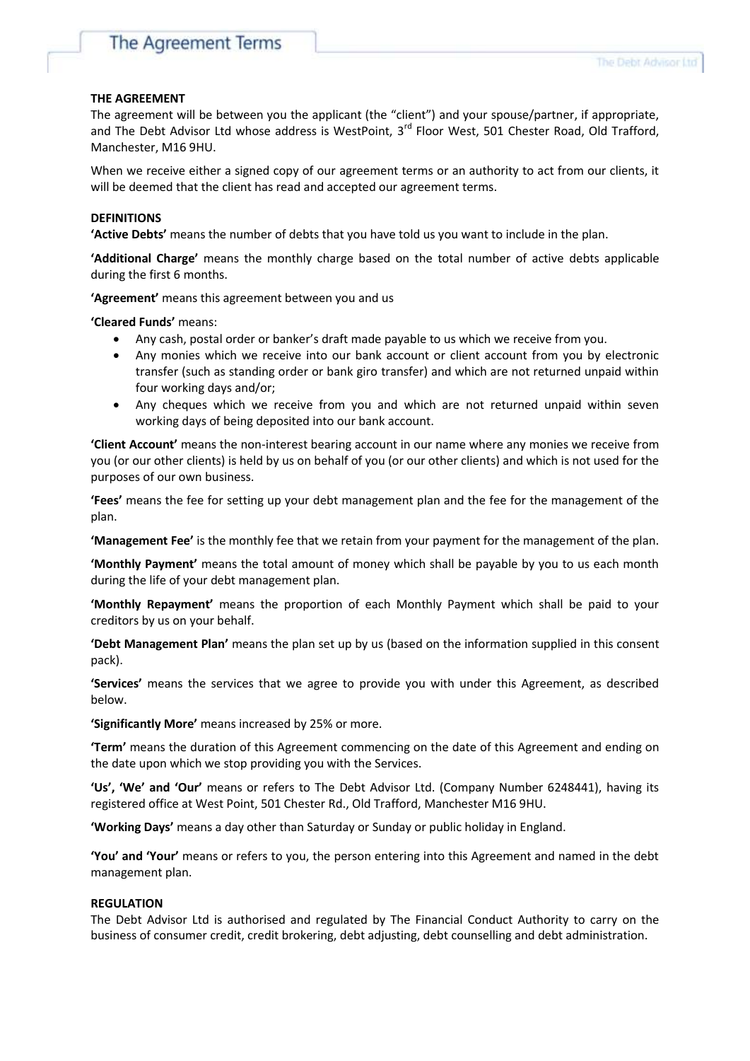# The Agreement Terms

**THE AGREEMENT**

The agreement will be between you the applicant (the "client") and your spouse/partner, if appropriate, and The Debt Advisor Ltd whose address is WestPoint, 3rd Floor West, 501 Chester Road, Old Trafford, Manchester, M16 9HU.

When we receive either a signed copy of our agreement terms or an authority to act from our clients, it will be deemed that the client has read and accepted our agreement terms.

**DEFINITIONS**

**'Active Debts'** means the number of debts that you have told us you want to include in the plan.

**'Additional Charge'** means the monthly charge based on the total number of active debts applicable during the first 6 months.

**'Agreement'** means this agreement between you and us

**'Cleared Funds'** means:

- Any cash, postal order or banker's draft made payable to us which we receive from you.
- Any monies which we receive into our bank account or client account from you by electronic transfer (such as standing order or bank giro transfer) and which are not returned unpaid within four working days and/or;
- Any cheques which we receive from you and which are not returned unpaid within seven working days of being deposited into our bank account.

**'Client Account'** means the non-interest bearing account in our name where any monies we receive from you (or our other clients) is held by us on behalf of you (or our other clients) and which is not used for the purposes of our own business.

**'Fees'** means the fee for setting up your debt management plan and the fee for the management of the plan.

**'Management Fee'** is the monthly fee that we retain from your payment for the management of the plan.

**'Monthly Payment'** means the total amount of money which shall be payable by you to us each month during the life of your debt management plan.

**'Monthly Repayment'** means the proportion of each Monthly Payment which shall be paid to your creditors by us on your behalf.

**'Debt Management Plan'** means the plan set up by us (based on the information supplied in this consent pack).

**'Services'** means the services that we agree to provide you with under this Agreement, as described below.

**'Significantly More'** means increased by 25% or more.

**'Term'** means the duration of this Agreement commencing on the date of this Agreement and ending on the date upon which we stop providing you with the Services.

**'Us', 'We' and 'Our'** means or refers to The Debt Advisor Ltd. (Company Number 6248441), having its registered office at West Point, 501 Chester Rd., Old Trafford, Manchester M16 9HU.

**'Working Days'** means a day other than Saturday or Sunday or public holiday in England.

**'You' and 'Your'** means or refers to you, the person entering into this Agreement and named in the debt management plan.

**REGULATION**

The Debt Advisor Ltd is authorised and regulated by The Financial Conduct Authority to carry on the business of consumer credit, credit brokering, debt adjusting, debt counselling and debt administration.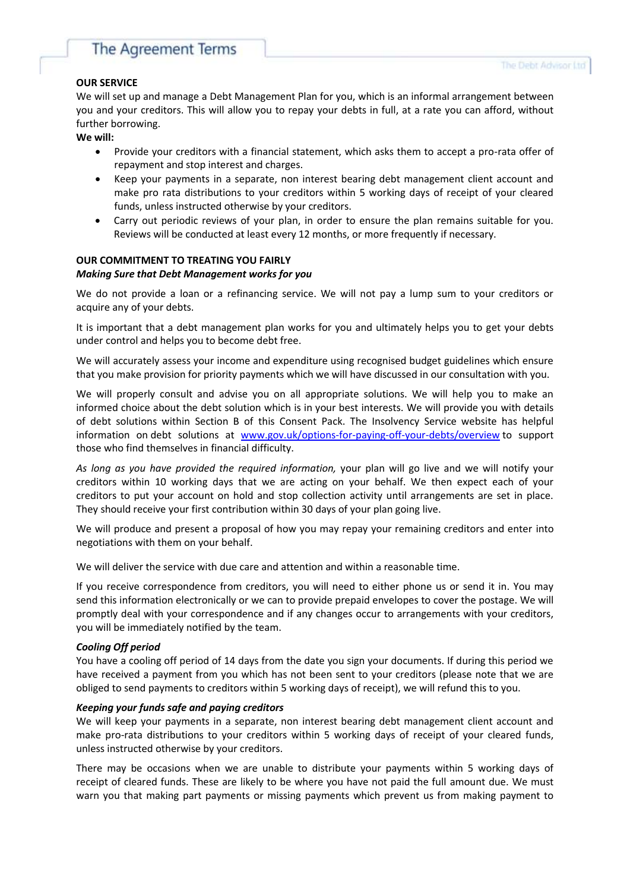## The Agreement Terms

**OUR SERVICE**

We will set up and manage a Debt Management Plan for you, which is an informal arrangement between you and your creditors. This will allow you to repay your debts in full, at a rate you can afford, without further borrowing.

**We will:**

- Provide your creditors with a financial statement, which asks them to accept a pro-rata offer of repayment and stop interest and charges.
- Keep your payments in a separate, non interest bearing debt management client account and make pro rata distributions to your creditors within 5 working days of receipt of your cleared funds, unless instructed otherwise by your creditors.
- Carry out periodic reviews of your plan, in order to ensure the plan remains suitable for you. Reviews will be conducted at least every 12 months, or more frequently if necessary.

**OUR COMMITMENT TO TREATING YOU FAIRLY**

***Making Sure that Debt Management works for you***

We do not provide a loan or a refinancing service. We will not pay a lump sum to your creditors or acquire any of your debts.

It is important that a debt management plan works for you and ultimately helps you to get your debts under control and helps you to become debt free.

We will accurately assess your income and expenditure using recognised budget guidelines which ensure that you make provision for priority payments which we will have discussed in our consultation with you.

We will properly consult and advise you on all appropriate solutions. We will help you to make an informed choice about the debt solution which is in your best interests. We will provide you with details of debt solutions within Section B of this Consent Pack. The Insolvency Service website has helpful information on debt solutions at www.gov.uk/options-for-paying-off-your-debts/overview to support those who find themselves in financial difficulty.

*As long as you have provided the required information,* your plan will go live and we will notify your creditors within 10 working days that we are acting on your behalf. We then expect each of your creditors to put your account on hold and stop collection activity until arrangements are set in place. They should receive your first contribution within 30 days of your plan going live.

We will produce and present a proposal of how you may repay your remaining creditors and enter into negotiations with them on your behalf.

We will deliver the service with due care and attention and within a reasonable time.

If you receive correspondence from creditors, you will need to either phone us or send it in. You may send this information electronically or we can to provide prepaid envelopes to cover the postage. We will promptly deal with your correspondence and if any changes occur to arrangements with your creditors, you will be immediately notified by the team.

***Cooling Off period***

You have a cooling off period of 14 days from the date you sign your documents. If during this period we have received a payment from you which has not been sent to your creditors (please note that we are obliged to send payments to creditors within 5 working days of receipt), we will refund this to you.

***Keeping your funds safe and paying creditors***

We will keep your payments in a separate, non interest bearing debt management client account and make pro-rata distributions to your creditors within 5 working days of receipt of your cleared funds, unless instructed otherwise by your creditors.

There may be occasions when we are unable to distribute your payments within 5 working days of receipt of cleared funds. These are likely to be where you have not paid the full amount due. We must warn you that making part payments or missing payments which prevent us from making payment to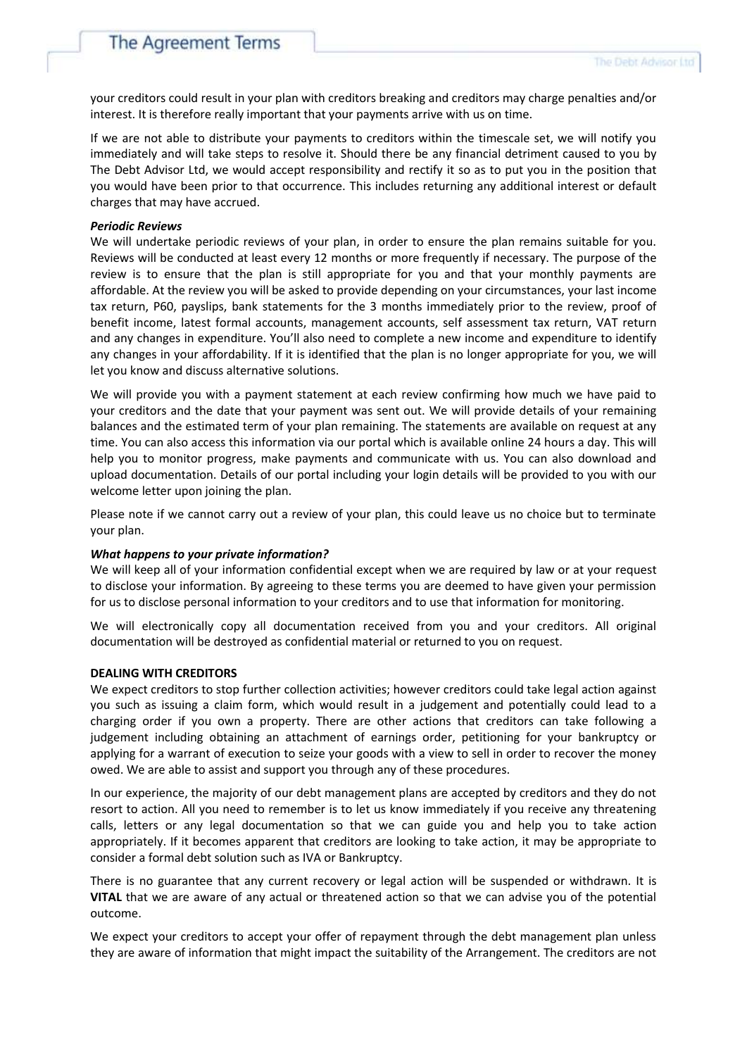your creditors could result in your plan with creditors breaking and creditors may charge penalties and/or interest. It is therefore really important that your payments arrive with us on time.

If we are not able to distribute your payments to creditors within the timescale set, we will notify you immediately and will take steps to resolve it. Should there be any financial detriment caused to you by The Debt Advisor Ltd, we would accept responsibility and rectify it so as to put you in the position that you would have been prior to that occurrence. This includes returning any additional interest or default charges that may have accrued.

***Periodic Reviews***

We will undertake periodic reviews of your plan, in order to ensure the plan remains suitable for you. Reviews will be conducted at least every 12 months or more frequently if necessary. The purpose of the review is to ensure that the plan is still appropriate for you and that your monthly payments are affordable. At the review you will be asked to provide depending on your circumstances, your last income tax return, P60, payslips, bank statements for the 3 months immediately prior to the review, proof of benefit income, latest formal accounts, management accounts, self assessment tax return, VAT return and any changes in expenditure. You'll also need to complete a new income and expenditure to identify any changes in your affordability. If it is identified that the plan is no longer appropriate for you, we will let you know and discuss alternative solutions.

We will provide you with a payment statement at each review confirming how much we have paid to your creditors and the date that your payment was sent out. We will provide details of your remaining balances and the estimated term of your plan remaining. The statements are available on request at any time. You can also access this information via our portal which is available online 24 hours a day. This will help you to monitor progress, make payments and communicate with us. You can also download and upload documentation. Details of our portal including your login details will be provided to you with our welcome letter upon joining the plan.

Please note if we cannot carry out a review of your plan, this could leave us no choice but to terminate your plan.

***What happens to your private information?***

We will keep all of your information confidential except when we are required by law or at your request to disclose your information. By agreeing to these terms you are deemed to have given your permission for us to disclose personal information to your creditors and to use that information for monitoring.

We will electronically copy all documentation received from you and your creditors. All original documentation will be destroyed as confidential material or returned to you on request.

**DEALING WITH CREDITORS**

We expect creditors to stop further collection activities; however creditors could take legal action against you such as issuing a claim form, which would result in a judgement and potentially could lead to a charging order if you own a property. There are other actions that creditors can take following a judgement including obtaining an attachment of earnings order, petitioning for your bankruptcy or applying for a warrant of execution to seize your goods with a view to sell in order to recover the money owed. We are able to assist and support you through any of these procedures.

In our experience, the majority of our debt management plans are accepted by creditors and they do not resort to action. All you need to remember is to let us know immediately if you receive any threatening calls, letters or any legal documentation so that we can guide you and help you to take action appropriately. If it becomes apparent that creditors are looking to take action, it may be appropriate to consider a formal debt solution such as IVA or Bankruptcy.

There is no guarantee that any current recovery or legal action will be suspended or withdrawn. It is **VITAL** that we are aware of any actual or threatened action so that we can advise you of the potential outcome.

We expect your creditors to accept your offer of repayment through the debt management plan unless they are aware of information that might impact the suitability of the Arrangement. The creditors are not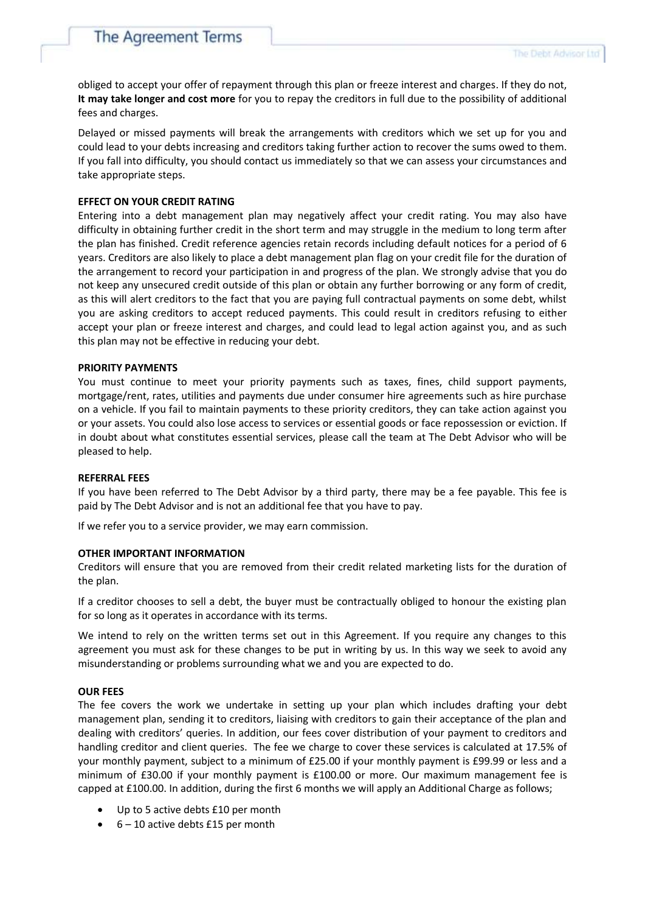obliged to accept your offer of repayment through this plan or freeze interest and charges. If they do not, **It may take longer and cost more** for you to repay the creditors in full due to the possibility of additional fees and charges.

Delayed or missed payments will break the arrangements with creditors which we set up for you and could lead to your debts increasing and creditors taking further action to recover the sums owed to them. If you fall into difficulty, you should contact us immediately so that we can assess your circumstances and take appropriate steps.

**EFFECT ON YOUR CREDIT RATING**

Entering into a debt management plan may negatively affect your credit rating. You may also have difficulty in obtaining further credit in the short term and may struggle in the medium to long term after the plan has finished. Credit reference agencies retain records including default notices for a period of 6 years. Creditors are also likely to place a debt management plan flag on your credit file for the duration of the arrangement to record your participation in and progress of the plan. We strongly advise that you do not keep any unsecured credit outside of this plan or obtain any further borrowing or any form of credit, as this will alert creditors to the fact that you are paying full contractual payments on some debt, whilst you are asking creditors to accept reduced payments. This could result in creditors refusing to either accept your plan or freeze interest and charges, and could lead to legal action against you, and as such this plan may not be effective in reducing your debt.

**PRIORITY PAYMENTS**

You must continue to meet your priority payments such as taxes, fines, child support payments, mortgage/rent, rates, utilities and payments due under consumer hire agreements such as hire purchase on a vehicle. If you fail to maintain payments to these priority creditors, they can take action against you or your assets. You could also lose access to services or essential goods or face repossession or eviction. If in doubt about what constitutes essential services, please call the team at The Debt Advisor who will be pleased to help.

**REFERRAL FEES**

If you have been referred to The Debt Advisor by a third party, there may be a fee payable. This fee is paid by The Debt Advisor and is not an additional fee that you have to pay.

If we refer you to a service provider, we may earn commission.

**OTHER IMPORTANT INFORMATION**

Creditors will ensure that you are removed from their credit related marketing lists for the duration of the plan.

If a creditor chooses to sell a debt, the buyer must be contractually obliged to honour the existing plan for so long as it operates in accordance with its terms.

We intend to rely on the written terms set out in this Agreement. If you require any changes to this agreement you must ask for these changes to be put in writing by us. In this way we seek to avoid any misunderstanding or problems surrounding what we and you are expected to do.

**OUR FEES**

The fee covers the work we undertake in setting up your plan which includes drafting your debt management plan, sending it to creditors, liaising with creditors to gain their acceptance of the plan and dealing with creditors' queries. In addition, our fees cover distribution of your payment to creditors and handling creditor and client queries. The fee we charge to cover these services is calculated at 17.5% of your monthly payment, subject to a minimum of £25.00 if your monthly payment is £99.99 or less and a minimum of £30.00 if your monthly payment is £100.00 or more. Our maximum management fee is capped at £100.00. In addition, during the first 6 months we will apply an Additional Charge as follows;

- Up to 5 active debts £10 per month
- 6 – 10 active debts £15 per month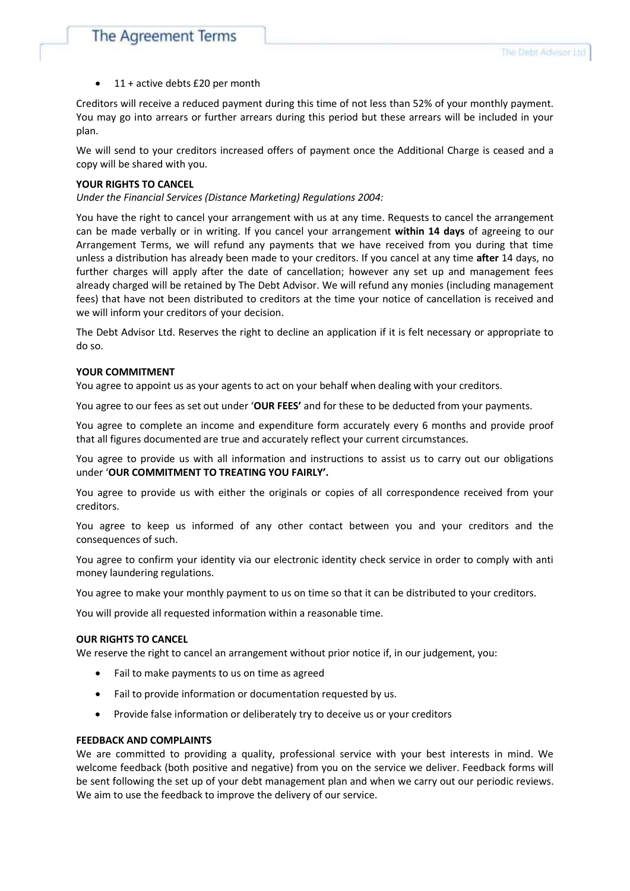- 11 + active debts £20 per month

Creditors will receive a reduced payment during this time of not less than 52% of your monthly payment. You may go into arrears or further arrears during this period but these arrears will be included in your plan.

We will send to your creditors increased offers of payment once the Additional Charge is ceased and a copy will be shared with you.

**YOUR RIGHTS TO CANCEL**

*Under the Financial Services (Distance Marketing) Regulations 2004:*

You have the right to cancel your arrangement with us at any time. Requests to cancel the arrangement can be made verbally or in writing. If you cancel your arrangement **within 14 days** of agreeing to our Arrangement Terms, we will refund any payments that we have received from you during that time unless a distribution has already been made to your creditors. If you cancel at any time **after** 14 days, no further charges will apply after the date of cancellation; however any set up and management fees already charged will be retained by The Debt Advisor. We will refund any monies (including management fees) that have not been distributed to creditors at the time your notice of cancellation is received and we will inform your creditors of your decision.

The Debt Advisor Ltd. Reserves the right to decline an application if it is felt necessary or appropriate to do so.

**YOUR COMMITMENT**

You agree to appoint us as your agents to act on your behalf when dealing with your creditors.

You agree to our fees as set out under '**OUR FEES'** and for these to be deducted from your payments.

You agree to complete an income and expenditure form accurately every 6 months and provide proof that all figures documented are true and accurately reflect your current circumstances.

You agree to provide us with all information and instructions to assist us to carry out our obligations under '**OUR COMMITMENT TO TREATING YOU FAIRLY'.**

You agree to provide us with either the originals or copies of all correspondence received from your creditors.

You agree to keep us informed of any other contact between you and your creditors and the consequences of such.

You agree to confirm your identity via our electronic identity check service in order to comply with anti money laundering regulations.

You agree to make your monthly payment to us on time so that it can be distributed to your creditors.

You will provide all requested information within a reasonable time.

**OUR RIGHTS TO CANCEL**

We reserve the right to cancel an arrangement without prior notice if, in our judgement, you:

- Fail to make payments to us on time as agreed
- Fail to provide information or documentation requested by us.
- Provide false information or deliberately try to deceive us or your creditors

**FEEDBACK AND COMPLAINTS**

We are committed to providing a quality, professional service with your best interests in mind. We welcome feedback (both positive and negative) from you on the service we deliver. Feedback forms will be sent following the set up of your debt management plan and when we carry out our periodic reviews. We aim to use the feedback to improve the delivery of our service.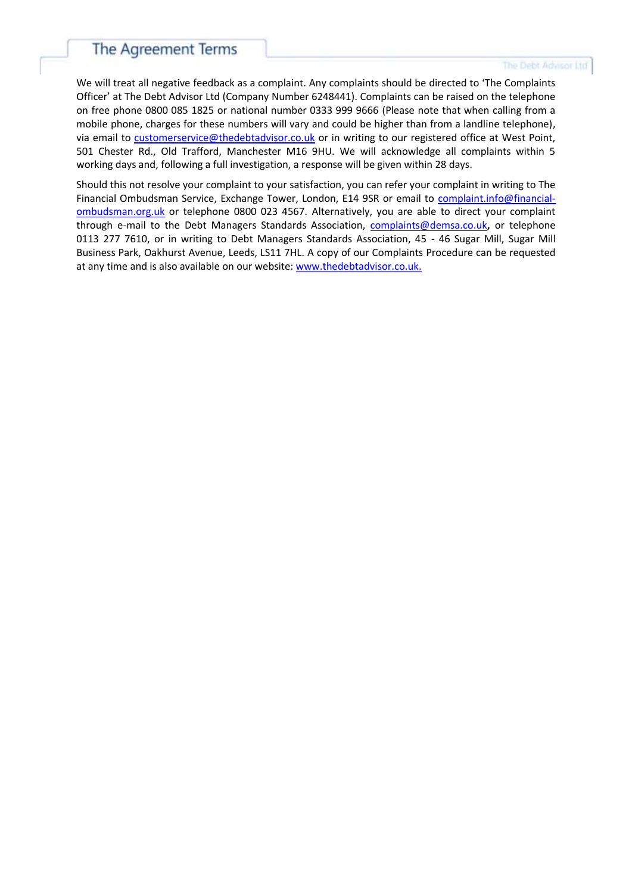## The Agreement Terms

We will treat all negative feedback as a complaint. Any complaints should be directed to 'The Complaints Officer' at The Debt Advisor Ltd (Company Number 6248441). Complaints can be raised on the telephone on free phone 0800 085 1825 or national number 0333 999 9666 (Please note that when calling from a mobile phone, charges for these numbers will vary and could be higher than from a landline telephone), via email to customerservice@thedebtadvisor.co.uk or in writing to our registered office at West Point, 501 Chester Rd., Old Trafford, Manchester M16 9HU. We will acknowledge all complaints within 5 working days and, following a full investigation, a response will be given within 28 days.

Should this not resolve your complaint to your satisfaction, you can refer your complaint in writing to The Financial Ombudsman Service, Exchange Tower, London, E14 9SR or email to complaint.info@financial-ombudsman.org.uk or telephone 0800 023 4567. Alternatively, you are able to direct your complaint through e-mail to the Debt Managers Standards Association, complaints@demsa.co.uk**,** or telephone 0113 277 7610, or in writing to Debt Managers Standards Association, 45 - 46 Sugar Mill, Sugar Mill Business Park, Oakhurst Avenue, Leeds, LS11 7HL. A copy of our Complaints Procedure can be requested at any time and is also available on our website: www.thedebtadvisor.co.uk.